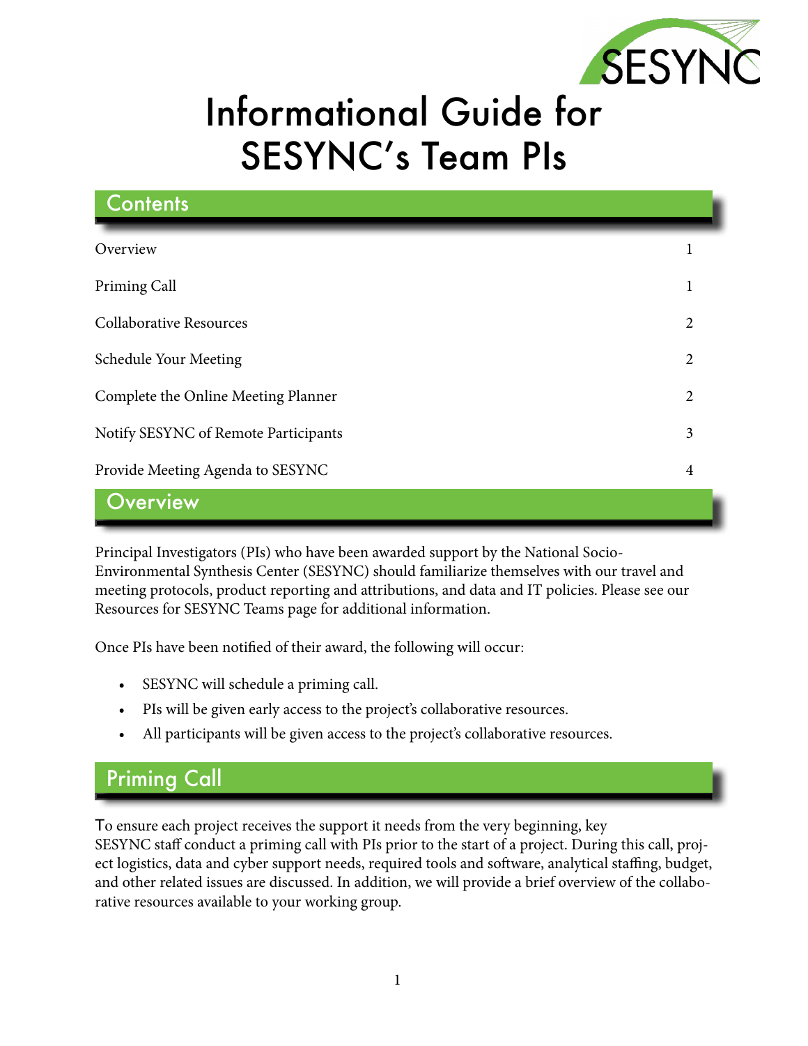# Informational Guide for SESYNC's Team PIs

## Contents

| | |
|---|---|
| Overview | 1 |
| Priming Call | 1 |
| Collaborative Resources | 2 |
| Schedule Your Meeting | 2 |
| Complete the Online Meeting Planner | 2 |
| Notify SESYNC of Remote Participants | 3 |
| Provide Meeting Agenda to SESYNC | 4 |

## Overview

Principal Investigators (PIs) who have been awarded support by the National Socio-Environmental Synthesis Center (SESYNC) should familiarize themselves with our travel and meeting protocols, product reporting and attributions, and data and IT policies. Please see our Resources for SESYNC Teams page for additional information.

Once PIs have been notified of their award, the following will occur:

- SESYNC will schedule a priming call.
- PIs will be given early access to the project's collaborative resources.
- All participants will be given access to the project's collaborative resources.

## Priming Call

To ensure each project receives the support it needs from the very beginning, key SESYNC staff conduct a priming call with PIs prior to the start of a project. During this call, project logistics, data and cyber support needs, required tools and software, analytical staffing, budget, and other related issues are discussed. In addition, we will provide a brief overview of the collaborative resources available to your working group.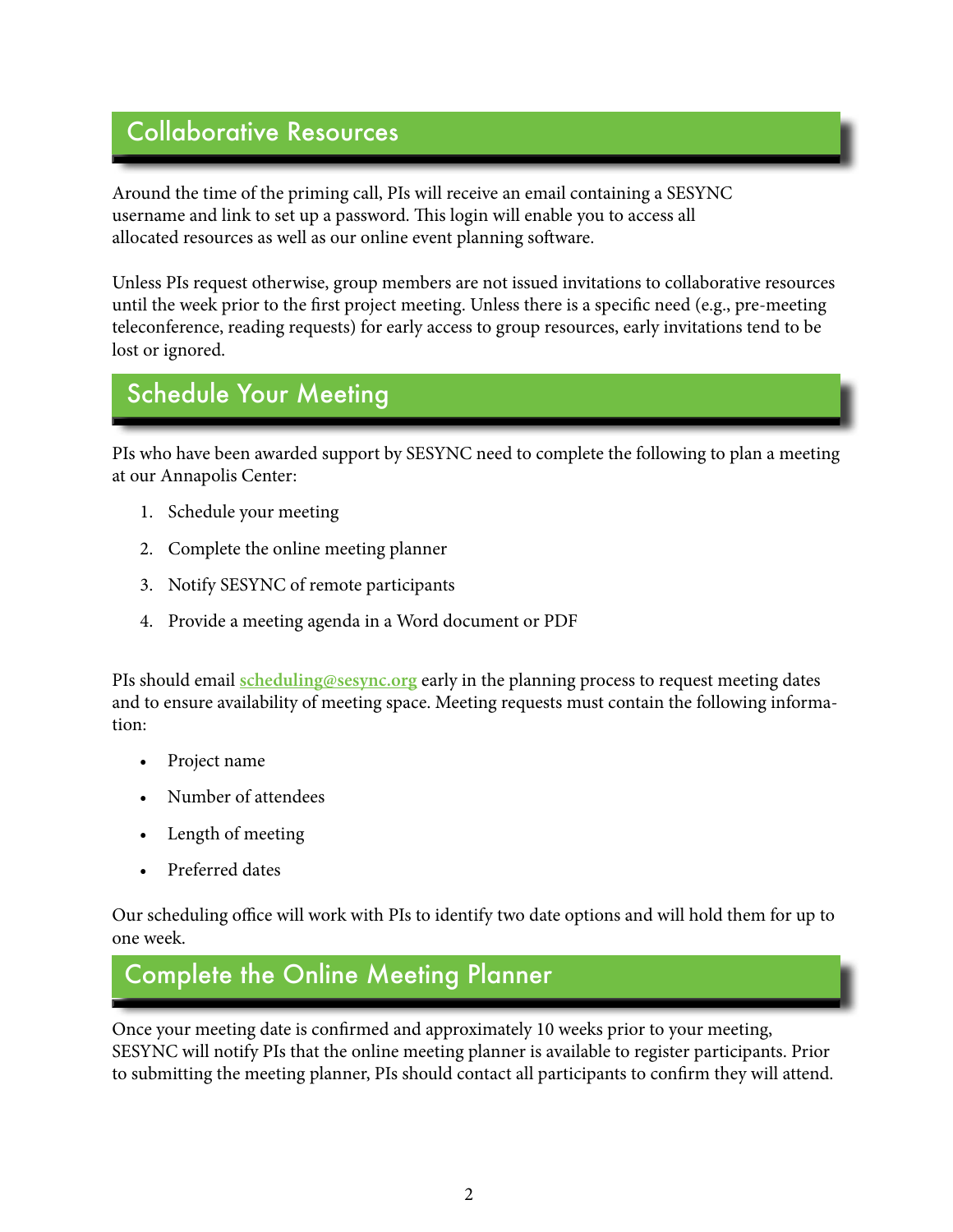## Collaborative Resources

Around the time of the priming call, PIs will receive an email containing a SESYNC username and link to set up a password. This login will enable you to access all allocated resources as well as our online event planning software.

Unless PIs request otherwise, group members are not issued invitations to collaborative resources until the week prior to the first project meeting. Unless there is a specific need (e.g., pre-meeting teleconference, reading requests) for early access to group resources, early invitations tend to be lost or ignored.

## Schedule Your Meeting

PIs who have been awarded support by SESYNC need to complete the following to plan a meeting at our Annapolis Center:

1. Schedule your meeting
2. Complete the online meeting planner
3. Notify SESYNC of remote participants
4. Provide a meeting agenda in a Word document or PDF

PIs should email [scheduling@sesync.org](mailto:scheduling@sesync.org) early in the planning process to request meeting dates and to ensure availability of meeting space. Meeting requests must contain the following information:

- Project name
- Number of attendees
- Length of meeting
- Preferred dates

Our scheduling office will work with PIs to identify two date options and will hold them for up to one week.

## Complete the Online Meeting Planner

Once your meeting date is confirmed and approximately 10 weeks prior to your meeting, SESYNC will notify PIs that the online meeting planner is available to register participants. Prior to submitting the meeting planner, PIs should contact all participants to confirm they will attend.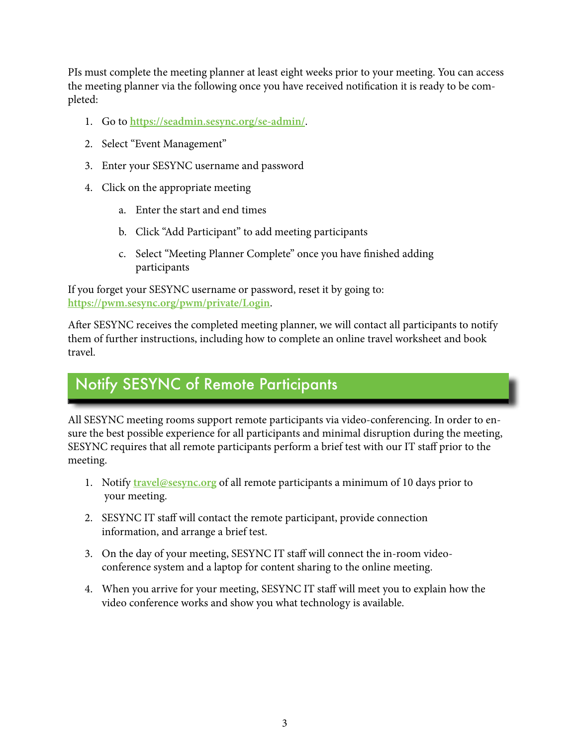PIs must complete the meeting planner at least eight weeks prior to your meeting. You can access the meeting planner via the following once you have received notification it is ready to be completed:

1. Go to **https://seadmin.sesync.org/se-admin/**.
2. Select "Event Management"
3. Enter your SESYNC username and password
4. Click on the appropriate meeting
    a. Enter the start and end times
    b. Click "Add Participant" to add meeting participants
    c. Select "Meeting Planner Complete" once you have finished adding participants

If you forget your SESYNC username or password, reset it by going to: **https://pwm.sesync.org/pwm/private/Login**.

After SESYNC receives the completed meeting planner, we will contact all participants to notify them of further instructions, including how to complete an online travel worksheet and book travel.

## Notify SESYNC of Remote Participants

All SESYNC meeting rooms support remote participants via video-conferencing. In order to ensure the best possible experience for all participants and minimal disruption during the meeting, SESYNC requires that all remote participants perform a brief test with our IT staff prior to the meeting.

1. Notify **travel@sesync.org** of all remote participants a minimum of 10 days prior to your meeting.
2. SESYNC IT staff will contact the remote participant, provide connection information, and arrange a brief test.
3. On the day of your meeting, SESYNC IT staff will connect the in-room video-conference system and a laptop for content sharing to the online meeting.
4. When you arrive for your meeting, SESYNC IT staff will meet you to explain how the video conference works and show you what technology is available.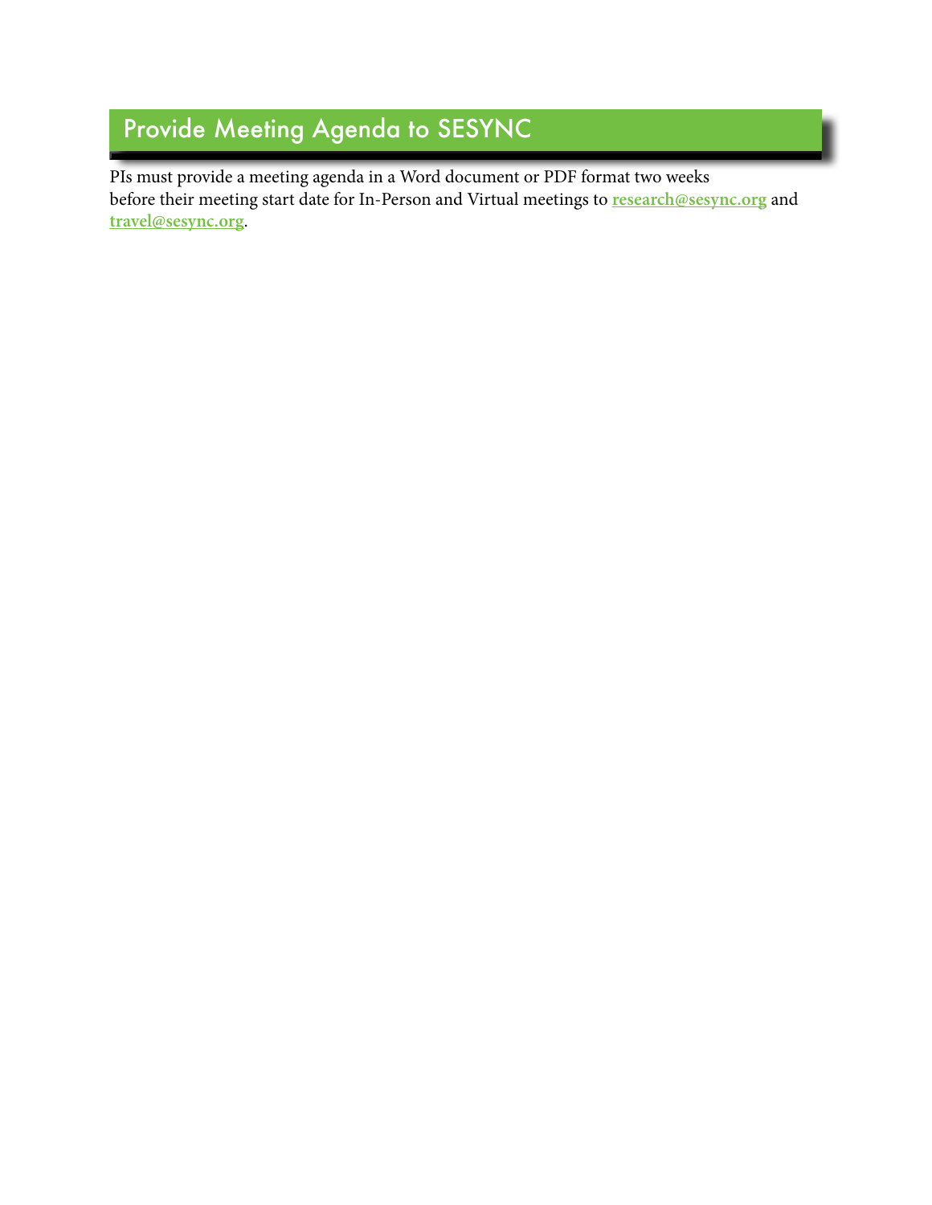## Provide Meeting Agenda to SESYNC

PIs must provide a meeting agenda in a Word document or PDF format two weeks before their meeting start date for In-Person and Virtual meetings to **research@sesync.org** and **travel@sesync.org**.